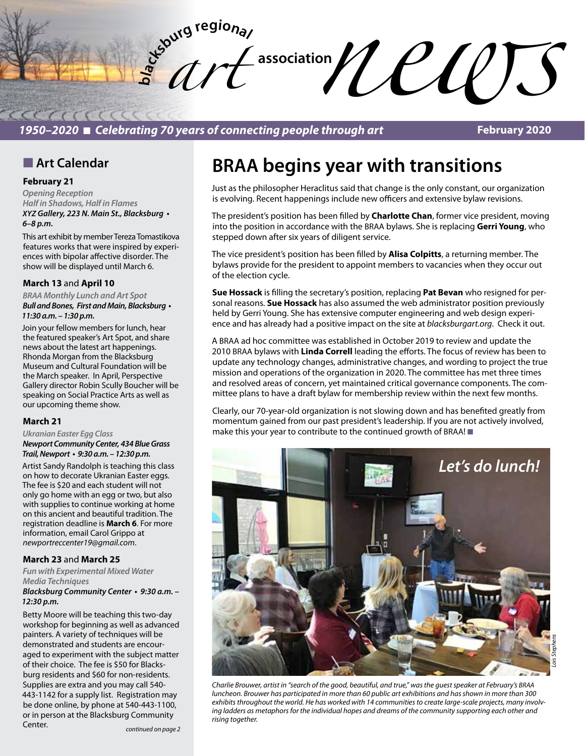# blacksburg regional art association news

*1950–2020 ■ Celebrating 70 years of connecting people through art*

**February 2020**

## ■ Art Calendar

### February 21

***Opening Reception***
***Half in Shadows, Half in Flames***
***XYZ Gallery, 223 N. Main St., Blacksburg • 6–8 p.m.***

This art exhibit by member Tereza Tomastikova features works that were inspired by experiences with bipolar affective disorder. The show will be displayed until March 6.

### March 13 and April 10

***BRAA Monthly Lunch and Art Spot***
***Bull and Bones, First and Main, Blacksburg • 11:30 a.m. – 1:30 p.m.***

Join your fellow members for lunch, hear the featured speaker's Art Spot, and share news about the latest art happenings. Rhonda Morgan from the Blacksburg Museum and Cultural Foundation will be the March speaker. In April, Perspective Gallery director Robin Scully Boucher will be speaking on Social Practice Arts as well as our upcoming theme show.

### March 21

***Ukranian Easter Egg Class***
***Newport Community Center, 434 Blue Grass Trail, Newport • 9:30 a.m. – 12:30 p.m.***

Artist Sandy Randolph is teaching this class on how to decorate Ukranian Easter eggs. The fee is $20 and each student will not only go home with an egg or two, but also with supplies to continue working at home on this ancient and beautiful tradition. The registration deadline is **March 6**. For more information, email Carol Grippo at *newportreccenter19@gmail.com*.

### March 23 and March 25

***Fun with Experimental Mixed Water Media Techniques***
***Blacksburg Community Center • 9:30 a.m. – 12:30 p.m.***

Betty Moore will be teaching this two-day workshop for beginning as well as advanced painters. A variety of techniques will be demonstrated and students are encouraged to experiment with the subject matter of their choice. The fee is $50 for Blacksburg residents and $60 for non-residents. Supplies are extra and you may call 540-443-1142 for a supply list. Registration may be done online, by phone at 540-443-1100, or in person at the Blacksburg Community Center.

*continued on page 2*

# BRAA begins year with transitions

Just as the philosopher Heraclitus said that change is the only constant, our organization is evolving. Recent happenings include new officers and extensive bylaw revisions.

The president's position has been filled by **Charlotte Chan**, former vice president, moving into the position in accordance with the BRAA bylaws. She is replacing **Gerri Young**, who stepped down after six years of diligent service.

The vice president's position has been filled by **Alisa Colpitts**, a returning member. The bylaws provide for the president to appoint members to vacancies when they occur out of the election cycle.

**Sue Hossack** is filling the secretary's position, replacing **Pat Bevan** who resigned for personal reasons. **Sue Hossack** has also assumed the web administrator position previously held by Gerri Young. She has extensive computer engineering and web design experience and has already had a positive impact on the site at *blacksburgart.org*. Check it out.

A BRAA ad hoc committee was established in October 2019 to review and update the 2010 BRAA bylaws with **Linda Correll** leading the efforts. The focus of review has been to update any technology changes, administrative changes, and wording to project the true mission and operations of the organization in 2020. The committee has met three times and resolved areas of concern, yet maintained critical governance components. The committee plans to have a draft bylaw for membership review within the next few months.

Clearly, our 70-year-old organization is not slowing down and has benefited greatly from momentum gained from our past president's leadership. If you are not actively involved, make this your year to contribute to the continued growth of BRAA! ■

*Let's do lunch!*

*Lois Stephens*

*Charlie Brouwer, artist in "search of the good, beautiful, and true," was the guest speaker at February's BRAA luncheon. Brouwer has participated in more than 60 public art exhibitions and has shown in more than 300 exhibits throughout the world. He has worked with 14 communities to create large-scale projects, many involving ladders as metaphors for the individual hopes and dreams of the community supporting each other and rising together.*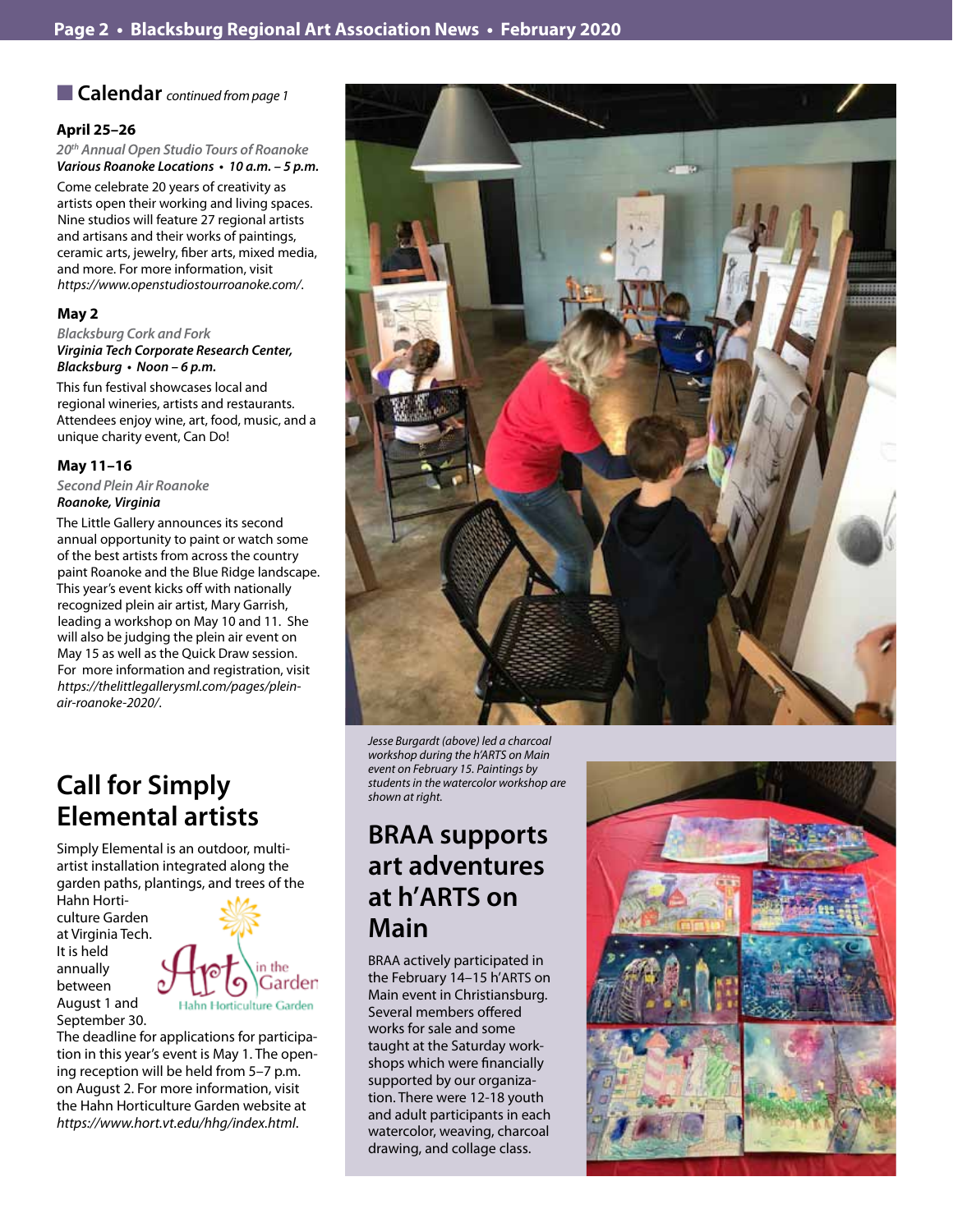## Calendar *continued from page 1*

### April 25–26

*20th Annual Open Studio Tours of Roanoke*
***Various Roanoke Locations • 10 a.m. – 5 p.m.***

Come celebrate 20 years of creativity as artists open their working and living spaces. Nine studios will feature 27 regional artists and artisans and their works of paintings, ceramic arts, jewelry, fiber arts, mixed media, and more. For more information, visit *https://www.openstudiostourroanoke.com/*.

### May 2

*Blacksburg Cork and Fork*
***Virginia Tech Corporate Research Center, Blacksburg • Noon – 6 p.m.***

This fun festival showcases local and regional wineries, artists and restaurants. Attendees enjoy wine, art, food, music, and a unique charity event, Can Do!

### May 11–16

*Second Plein Air Roanoke*
***Roanoke, Virginia***

The Little Gallery announces its second annual opportunity to paint or watch some of the best artists from across the country paint Roanoke and the Blue Ridge landscape. This year's event kicks off with nationally recognized plein air artist, Mary Garrish, leading a workshop on May 10 and 11. She will also be judging the plein air event on May 15 as well as the Quick Draw session. For more information and registration, visit *https://thelittlegallerysml.com/pages/plein-air-roanoke-2020/*.

## Call for Simply Elemental artists

Simply Elemental is an outdoor, multi-artist installation integrated along the garden paths, plantings, and trees of the Hahn Horticulture Garden at Virginia Tech. It is held annually between August 1 and September 30.

The deadline for applications for participation in this year's event is May 1. The opening reception will be held from 5–7 p.m. on August 2. For more information, visit the Hahn Horticulture Garden website at *https://www.hort.vt.edu/hhg/index.html*.

*Jesse Burgardt (above) led a charcoal workshop during the h'ARTS on Main event on February 15. Paintings by students in the watercolor workshop are shown at right.*

## BRAA supports art adventures at h'ARTS on Main

BRAA actively participated in the February 14–15 h'ARTS on Main event in Christiansburg. Several members offered works for sale and some taught at the Saturday workshops which were financially supported by our organization. There were 12-18 youth and adult participants in each watercolor, weaving, charcoal drawing, and collage class.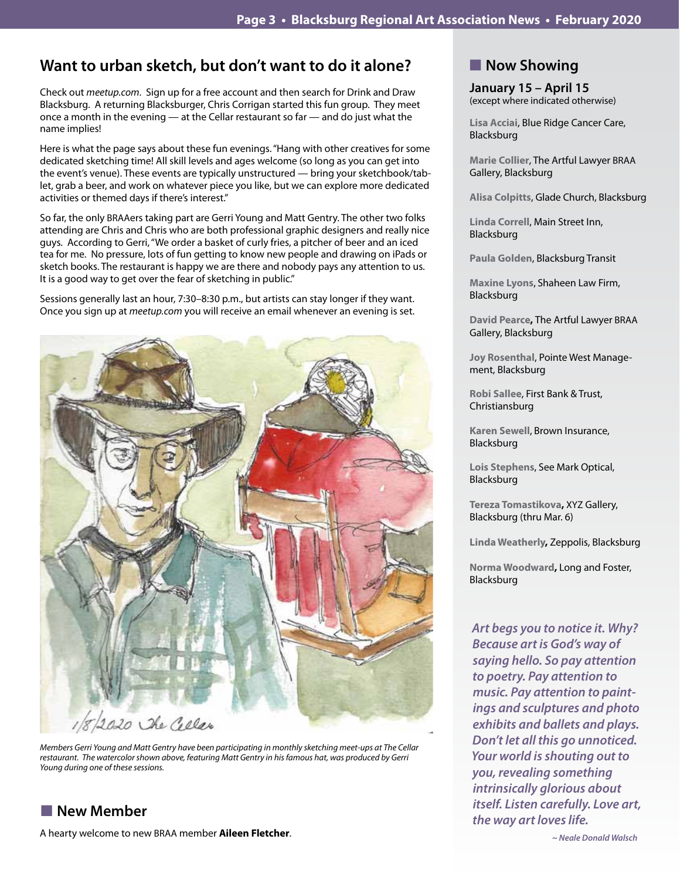## Want to urban sketch, but don't want to do it alone?

Check out *meetup.com*. Sign up for a free account and then search for Drink and Draw Blacksburg. A returning Blacksburger, Chris Corrigan started this fun group. They meet once a month in the evening — at the Cellar restaurant so far — and do just what the name implies!

Here is what the page says about these fun evenings. "Hang with other creatives for some dedicated sketching time! All skill levels and ages welcome (so long as you can get into the event's venue). These events are typically unstructured — bring your sketchbook/tablet, grab a beer, and work on whatever piece you like, but we can explore more dedicated activities or themed days if there's interest."

So far, the only BRAAers taking part are Gerri Young and Matt Gentry. The other two folks attending are Chris and Chris who are both professional graphic designers and really nice guys. According to Gerri, "We order a basket of curly fries, a pitcher of beer and an iced tea for me. No pressure, lots of fun getting to know new people and drawing on iPads or sketch books. The restaurant is happy we are there and nobody pays any attention to us. It is a good way to get over the fear of sketching in public."

Sessions generally last an hour, 7:30–8:30 p.m., but artists can stay longer if they want. Once you sign up at *meetup.com* you will receive an email whenever an evening is set.

*Members Gerri Young and Matt Gentry have been participating in monthly sketching meet-ups at The Cellar restaurant. The watercolor shown above, featuring Matt Gentry in his famous hat, was produced by Gerri Young during one of these sessions.*

## New Member

A hearty welcome to new BRAA member **Aileen Fletcher**.

## Now Showing

### January 15 – April 15
(except where indicated otherwise)

**Lisa Acciai**, Blue Ridge Cancer Care, Blacksburg

**Marie Collier**, The Artful Lawyer BRAA Gallery, Blacksburg

**Alisa Colpitts**, Glade Church, Blacksburg

**Linda Correll**, Main Street Inn, Blacksburg

**Paula Golden**, Blacksburg Transit

**Maxine Lyons**, Shaheen Law Firm, Blacksburg

**David Pearce**, The Artful Lawyer BRAA Gallery, Blacksburg

**Joy Rosenthal**, Pointe West Management, Blacksburg

**Robi Sallee**, First Bank & Trust, Christiansburg

**Karen Sewell**, Brown Insurance, Blacksburg

**Lois Stephens**, See Mark Optical, Blacksburg

**Tereza Tomastikova**, XYZ Gallery, Blacksburg (thru Mar. 6)

**Linda Weatherly**, Zeppolis, Blacksburg

**Norma Woodward**, Long and Foster, Blacksburg

***Art begs you to notice it. Why? Because art is God's way of saying hello. So pay attention to poetry. Pay attention to music. Pay attention to paintings and sculptures and photo exhibits and ballets and plays. Don't let all this go unnoticed. Your world is shouting out to you, revealing something intrinsically glorious about itself. Listen carefully. Love art, the way art loves life.***

*~ Neale Donald Walsch*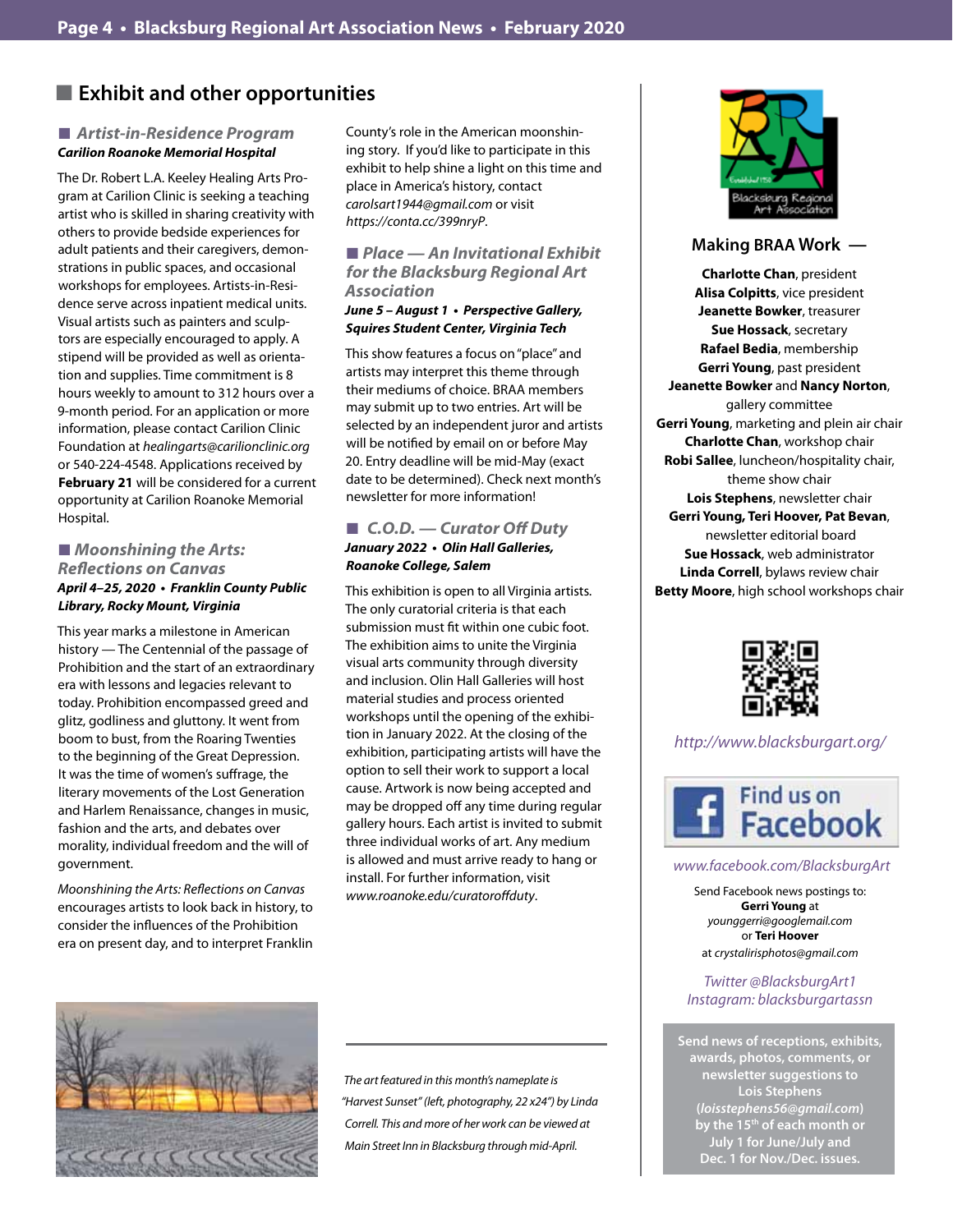## Exhibit and other opportunities

### Artist-in-Residence Program

***Carilion Roanoke Memorial Hospital***

The Dr. Robert L.A. Keeley Healing Arts Program at Carilion Clinic is seeking a teaching artist who is skilled in sharing creativity with others to provide bedside experiences for adult patients and their caregivers, demonstrations in public spaces, and occasional workshops for employees. Artists-in-Residence serve across inpatient medical units. Visual artists such as painters and sculptors are especially encouraged to apply. A stipend will be provided as well as orientation and supplies. Time commitment is 8 hours weekly to amount to 312 hours over a 9-month period. For an application or more information, please contact Carilion Clinic Foundation at *healingarts@carilionclinic.org* or 540-224-4548. Applications received by **February 21** will be considered for a current opportunity at Carilion Roanoke Memorial Hospital.

### Moonshining the Arts: Reflections on Canvas

***April 4–25, 2020 • Franklin County Public Library, Rocky Mount, Virginia***

This year marks a milestone in American history — The Centennial of the passage of Prohibition and the start of an extraordinary era with lessons and legacies relevant to today. Prohibition encompassed greed and glitz, godliness and gluttony. It went from boom to bust, from the Roaring Twenties to the beginning of the Great Depression. It was the time of women's suffrage, the literary movements of the Lost Generation and Harlem Renaissance, changes in music, fashion and the arts, and debates over morality, individual freedom and the will of government.

*Moonshining the Arts: Reflections on Canvas* encourages artists to look back in history, to consider the influences of the Prohibition era on present day, and to interpret Franklin County's role in the American moonshining story. If you'd like to participate in this exhibit to help shine a light on this time and place in America's history, contact *carolsart1944@gmail.com* or visit *https://conta.cc/399nryP*.

### Place — An Invitational Exhibit for the Blacksburg Regional Art Association

***June 5 – August 1 • Perspective Gallery, Squires Student Center, Virginia Tech***

This show features a focus on "place" and artists may interpret this theme through their mediums of choice. BRAA members may submit up to two entries. Art will be selected by an independent juror and artists will be notified by email on or before May 20. Entry deadline will be mid-May (exact date to be determined). Check next month's newsletter for more information!

### C.O.D. — Curator Off Duty

***January 2022 • Olin Hall Galleries, Roanoke College, Salem***

This exhibition is open to all Virginia artists. The only curatorial criteria is that each submission must fit within one cubic foot. The exhibition aims to unite the Virginia visual arts community through diversity and inclusion. Olin Hall Galleries will host material studies and process oriented workshops until the opening of the exhibition in January 2022. At the closing of the exhibition, participating artists will have the option to sell their work to support a local cause. Artwork is now being accepted and may be dropped off any time during regular gallery hours. Each artist is invited to submit three individual works of art. Any medium is allowed and must arrive ready to hang or install. For further information, visit *www.roanoke.edu/curatoroffduty*.

*The art featured in this month's nameplate is "Harvest Sunset" (left, photography, 22 x24") by Linda Correll. This and more of her work can be viewed at Main Street Inn in Blacksburg through mid-April.*

---

Blacksburg Regional Art Association

### Making BRAA Work —

**Charlotte Chan**, president
**Alisa Colpitts**, vice president
**Jeanette Bowker**, treasurer
**Sue Hossack**, secretary
**Rafael Bedia**, membership
**Gerri Young**, past president
**Jeanette Bowker** and **Nancy Norton**, gallery committee
**Gerri Young**, marketing and plein air chair
**Charlotte Chan**, workshop chair
**Robi Sallee**, luncheon/hospitality chair, theme show chair
**Lois Stephens**, newsletter chair
**Gerri Young, Teri Hoover, Pat Bevan**, newsletter editorial board
**Sue Hossack**, web administrator
**Linda Correll**, bylaws review chair
**Betty Moore**, high school workshops chair

*http://www.blacksburgart.org/*

Find us on Facebook

*www.facebook.com/BlacksburgArt*

Send Facebook news postings to:
**Gerri Young** at *younggerri@googlemail.com*
or **Teri Hoover** at *crystalirisphotos@gmail.com*

*Twitter @BlacksburgArt1*
*Instagram: blacksburgartassn*

**Send news of receptions, exhibits, awards, photos, comments, or newsletter suggestions to Lois Stephens (*loisstephens56@gmail.com*) by the 15th of each month or July 1 for June/July and Dec. 1 for Nov./Dec. issues.**